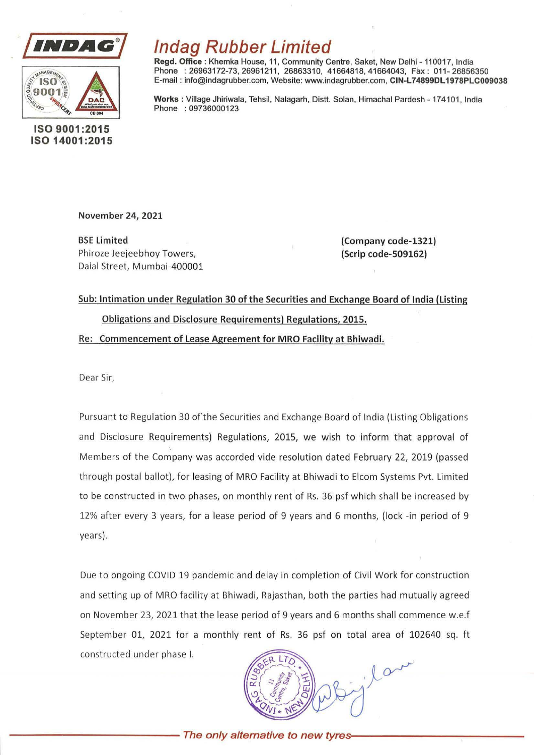# Indag Rubber Limited

**Regd. Office** : Khemka House, 11, Community Centre, Saket, New Delhi - 110017, India
Phone : 26963172-73, 26961211, 26863310, 41664818, 41664043, Fax : 011- 26856350
E-mail : info@indagrubber.com, Website: www.indagrubber.com, **CIN-L74899DL1978PLC009038**

**Works** : Village Jhiriwala, Tehsil, Nalagarh, Distt. Solan, Himachal Pardesh - 174101, India
Phone : 09736000123

**ISO 9001:2015**
**ISO 14001:2015**

November 24, 2021

BSE Limited
Phiroze Jeejeebhoy Towers,
Dalal Street, Mumbai-400001

(Company code-1321)
(Scrip code-509162)

**Sub: Intimation under Regulation 30 of the Securities and Exchange Board of India (Listing Obligations and Disclosure Requirements) Regulations, 2015.**

**Re: Commencement of Lease Agreement for MRO Facility at Bhiwadi.**

Dear Sir,

Pursuant to Regulation 30 of the Securities and Exchange Board of India (Listing Obligations and Disclosure Requirements) Regulations, 2015, we wish to inform that approval of Members of the Company was accorded vide resolution dated February 22, 2019 (passed through postal ballot), for leasing of MRO Facility at Bhiwadi to Elcom Systems Pvt. Limited to be constructed in two phases, on monthly rent of Rs. 36 psf which shall be increased by 12% after every 3 years, for a lease period of 9 years and 6 months, (lock -in period of 9 years).

Due to ongoing COVID 19 pandemic and delay in completion of Civil Work for construction and setting up of MRO facility at Bhiwadi, Rajasthan, both the parties had mutually agreed on November 23, 2021 that the lease period of 9 years and 6 months shall commence w.e.f September 01, 2021 for a monthly rent of Rs. 36 psf on total area of 102640 sq. ft constructed under phase I.

*The only alternative to new tyres*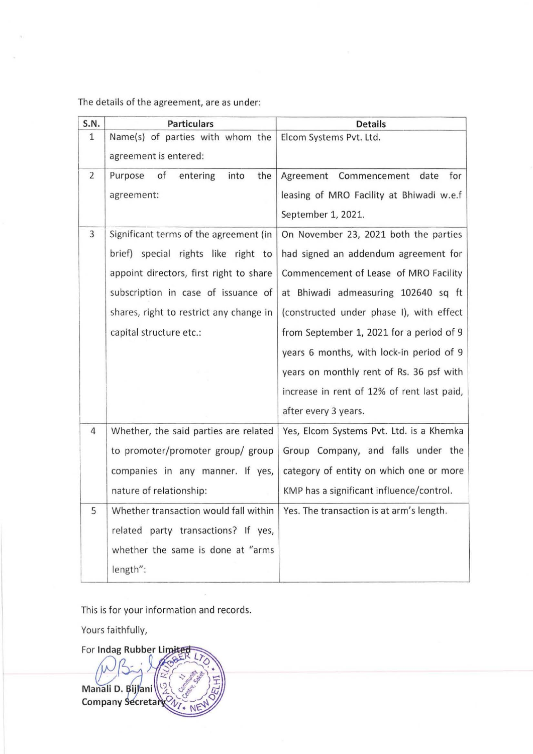The details of the agreement, are as under:

| S.N. | Particulars | Details |
|---|---|---|
| 1 | Name(s) of parties with whom the agreement is entered: | Elcom Systems Pvt. Ltd. |
| 2 | Purpose of entering into the agreement: | Agreement Commencement date for leasing of MRO Facility at Bhiwadi w.e.f September 1, 2021. |
| 3 | Significant terms of the agreement (in brief) special rights like right to appoint directors, first right to share subscription in case of issuance of shares, right to restrict any change in capital structure etc.: | On November 23, 2021 both the parties had signed an addendum agreement for Commencement of Lease of MRO Facility at Bhiwadi admeasuring 102640 sq ft (constructed under phase I), with effect from September 1, 2021 for a period of 9 years 6 months, with lock-in period of 9 years on monthly rent of Rs. 36 psf with increase in rent of 12% of rent last paid, after every 3 years. |
| 4 | Whether, the said parties are related to promoter/promoter group/ group companies in any manner. If yes, nature of relationship: | Yes, Elcom Systems Pvt. Ltd. is a Khemka Group Company, and falls under the category of entity on which one or more KMP has a significant influence/control. |
| 5 | Whether transaction would fall within related party transactions? If yes, whether the same is done at "arms length": | Yes. The transaction is at arm's length. |

This is for your information and records.

Yours faithfully,

For **Indag Rubber Limited**

**Manali D. Bijlani**
**Company Secretary**